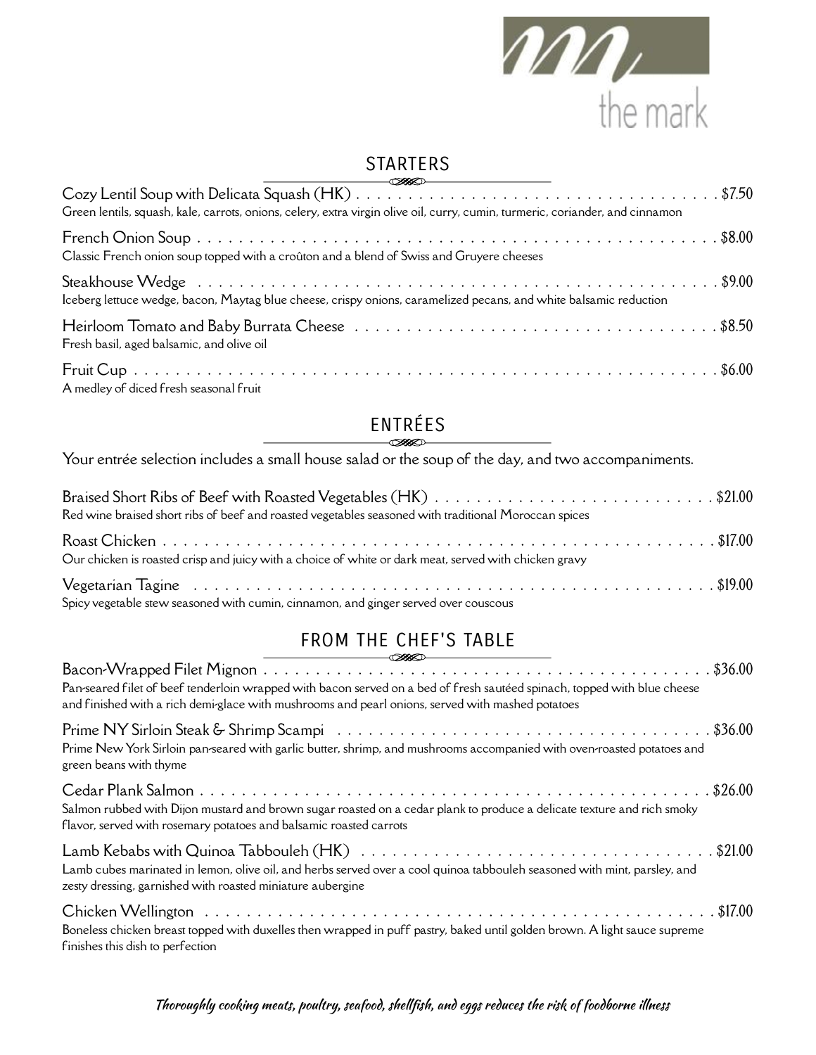the mark

## STARTERS

**Cozy Lentil Soup with Delicata Squash (HK)** ... $7.50
Green lentils, squash, kale, carrots, onions, celery, extra virgin olive oil, curry, cumin, turmeric, coriander, and cinnamon

**French Onion Soup** ... $8.00
Classic French onion soup topped with a croûton and a blend of Swiss and Gruyere cheeses

**Steakhouse Wedge** ... $9.00
Iceberg lettuce wedge, bacon, Maytag blue cheese, crispy onions, caramelized pecans, and white balsamic reduction

**Heirloom Tomato and Baby Burrata Cheese** ... $8.50
Fresh basil, aged balsamic, and olive oil

**Fruit Cup** ... $6.00
A medley of diced fresh seasonal fruit

## ENTRÉES

Your entrée selection includes a small house salad or the soup of the day, and two accompaniments.

**Braised Short Ribs of Beef with Roasted Vegetables (HK)** ... $21.00
Red wine braised short ribs of beef and roasted vegetables seasoned with traditional Moroccan spices

**Roast Chicken** ... $17.00
Our chicken is roasted crisp and juicy with a choice of white or dark meat, served with chicken gravy

**Vegetarian Tagine** ... $19.00
Spicy vegetable stew seasoned with cumin, cinnamon, and ginger served over couscous

## FROM THE CHEF'S TABLE

**Bacon-Wrapped Filet Mignon** ... $36.00
Pan-seared filet of beef tenderloin wrapped with bacon served on a bed of fresh sautéed spinach, topped with blue cheese and finished with a rich demi-glace with mushrooms and pearl onions, served with mashed potatoes

**Prime NY Sirloin Steak & Shrimp Scampi** ... $36.00
Prime New York Sirloin pan-seared with garlic butter, shrimp, and mushrooms accompanied with oven-roasted potatoes and green beans with thyme

**Cedar Plank Salmon** ... $26.00
Salmon rubbed with Dijon mustard and brown sugar roasted on a cedar plank to produce a delicate texture and rich smoky flavor, served with rosemary potatoes and balsamic roasted carrots

**Lamb Kebabs with Quinoa Tabbouleh (HK)** ... $21.00
Lamb cubes marinated in lemon, olive oil, and herbs served over a cool quinoa tabbouleh seasoned with mint, parsley, and zesty dressing, garnished with roasted miniature aubergine

**Chicken Wellington** ... $17.00
Boneless chicken breast topped with duxelles then wrapped in puff pastry, baked until golden brown. A light sauce supreme finishes this dish to perfection

*Thoroughly cooking meats, poultry, seafood, shellfish, and eggs reduces the risk of foodborne illness*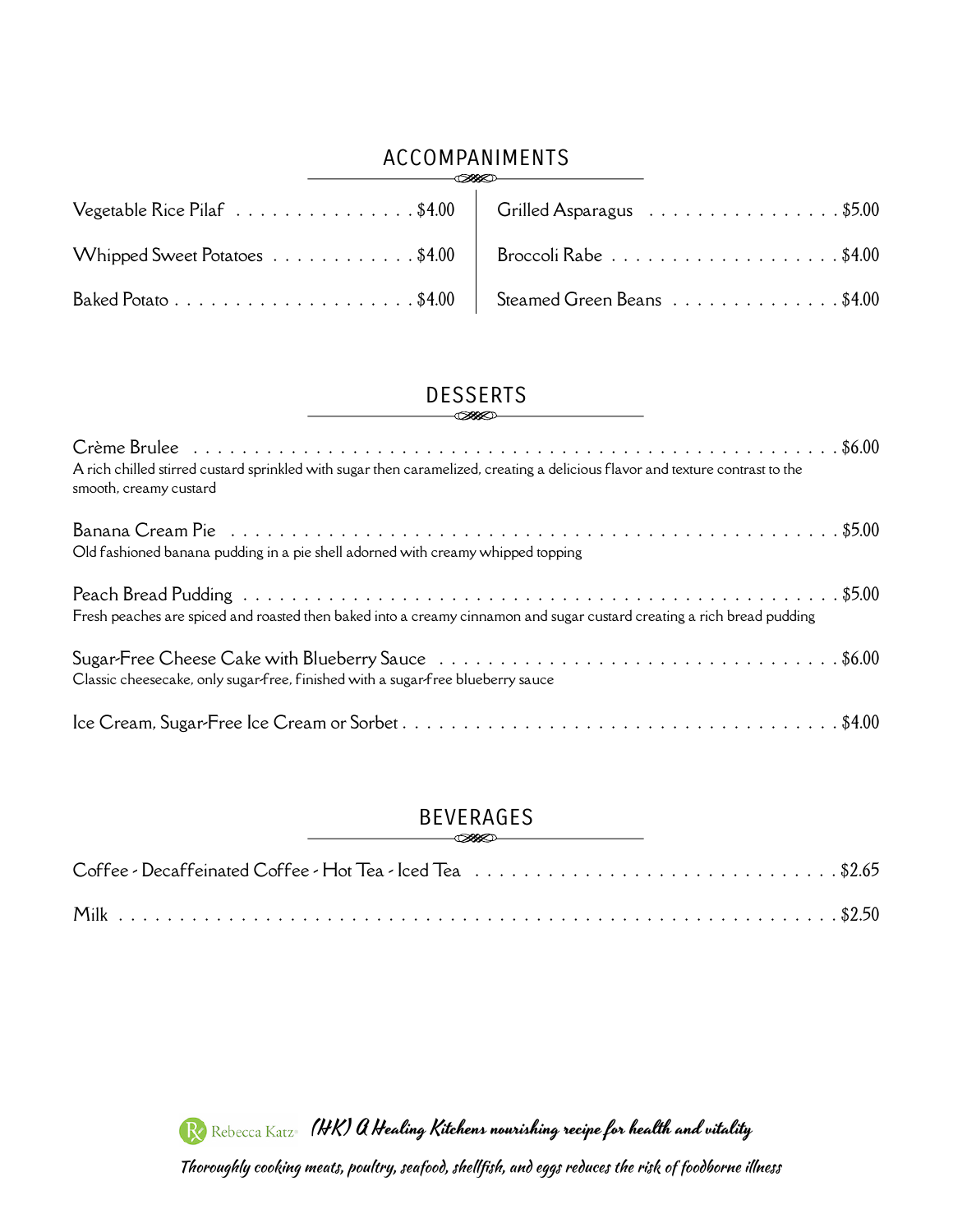## ACCOMPANIMENTS

Vegetable Rice Pilaf . . . . . . . . . . . . . . . $4.00

Whipped Sweet Potatoes . . . . . . . . . . . . $4.00

Baked Potato . . . . . . . . . . . . . . . . . . . . $4.00

Grilled Asparagus . . . . . . . . . . . . . . . . $5.00

Broccoli Rabe . . . . . . . . . . . . . . . . . . . $4.00

Steamed Green Beans . . . . . . . . . . . . . . $4.00

## DESSERTS

Crème Brulee . . . . . . . . . . . . . . . . . . . . . . . . . . . . . . . . . . . . . . . . . . . . . . . . . . . . $6.00
A rich chilled stirred custard sprinkled with sugar then caramelized, creating a delicious flavor and texture contrast to the smooth, creamy custard

Banana Cream Pie . . . . . . . . . . . . . . . . . . . . . . . . . . . . . . . . . . . . . . . . . . . . . . . . . . $5.00
Old fashioned banana pudding in a pie shell adorned with creamy whipped topping

Peach Bread Pudding . . . . . . . . . . . . . . . . . . . . . . . . . . . . . . . . . . . . . . . . . . . . . . . . $5.00
Fresh peaches are spiced and roasted then baked into a creamy cinnamon and sugar custard creating a rich bread pudding

Sugar-Free Cheese Cake with Blueberry Sauce . . . . . . . . . . . . . . . . . . . . . . . . . . . . . . . $6.00
Classic cheesecake, only sugar-free, finished with a sugar-free blueberry sauce

Ice Cream, Sugar-Free Ice Cream or Sorbet . . . . . . . . . . . . . . . . . . . . . . . . . . . . . . . . $4.00

## BEVERAGES

Coffee - Decaffeinated Coffee - Hot Tea - Iced Tea . . . . . . . . . . . . . . . . . . . . . . . . . . . $2.65

Milk . . . . . . . . . . . . . . . . . . . . . . . . . . . . . . . . . . . . . . . . . . . . . . . . . . . . . . . . . . . $2.50

Rebecca Katz *(HK) A Healing Kitchens nourishing recipe for health and vitality*

*Thoroughly cooking meats, poultry, seafood, shellfish, and eggs reduces the risk of foodborne illness*